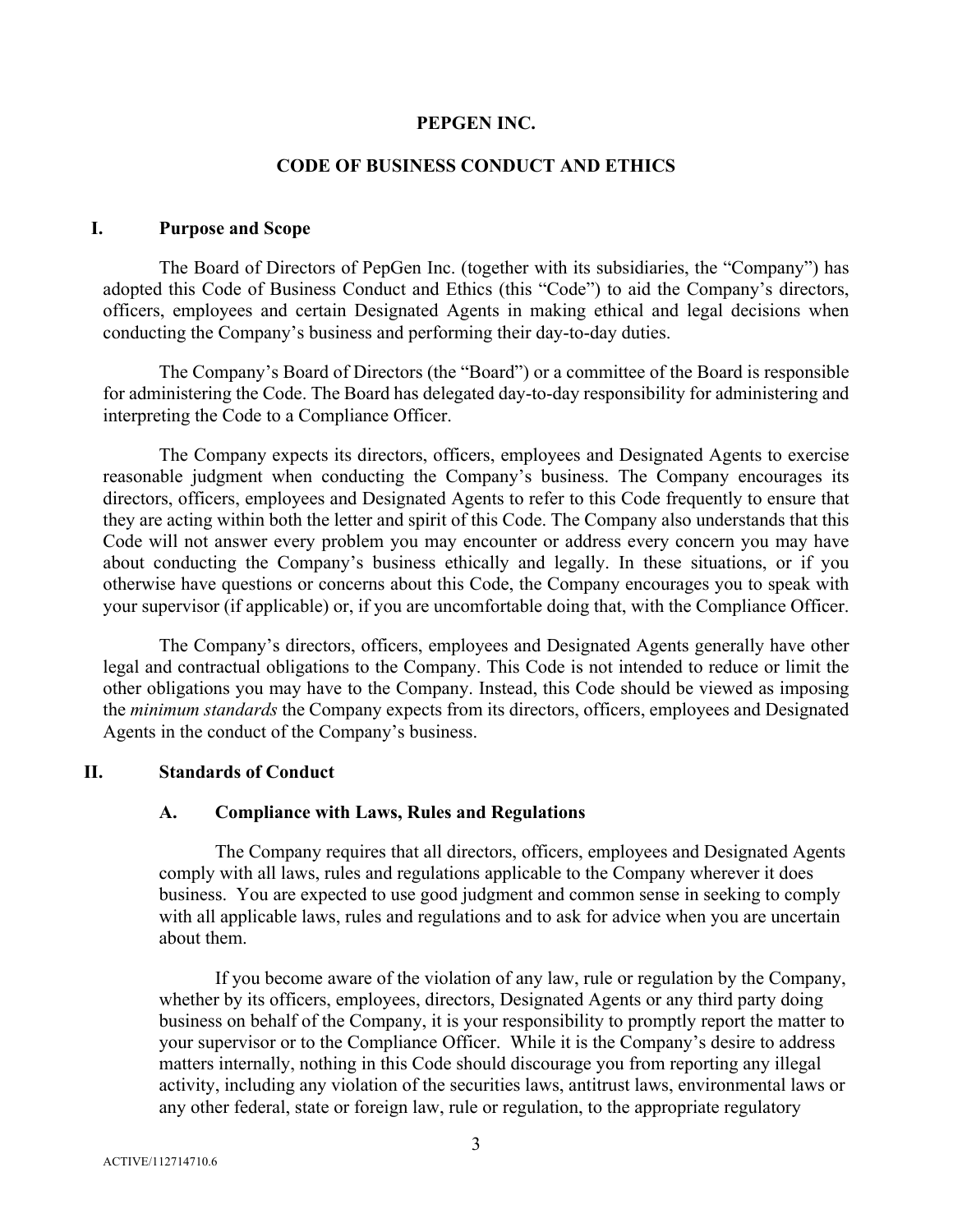# PEPGEN INC.

## CODE OF BUSINESS CONDUCT AND ETHICS

### I. Purpose and Scope

The Board of Directors of PepGen Inc. (together with its subsidiaries, the "Company") has adopted this Code of Business Conduct and Ethics (this "Code") to aid the Company's directors, officers, employees and certain Designated Agents in making ethical and legal decisions when conducting the Company's business and performing their day-to-day duties.

The Company's Board of Directors (the "Board") or a committee of the Board is responsible for administering the Code. The Board has delegated day-to-day responsibility for administering and interpreting the Code to a Compliance Officer.

The Company expects its directors, officers, employees and Designated Agents to exercise reasonable judgment when conducting the Company's business. The Company encourages its directors, officers, employees and Designated Agents to refer to this Code frequently to ensure that they are acting within both the letter and spirit of this Code. The Company also understands that this Code will not answer every problem you may encounter or address every concern you may have about conducting the Company's business ethically and legally. In these situations, or if you otherwise have questions or concerns about this Code, the Company encourages you to speak with your supervisor (if applicable) or, if you are uncomfortable doing that, with the Compliance Officer.

The Company's directors, officers, employees and Designated Agents generally have other legal and contractual obligations to the Company. This Code is not intended to reduce or limit the other obligations you may have to the Company. Instead, this Code should be viewed as imposing the *minimum standards* the Company expects from its directors, officers, employees and Designated Agents in the conduct of the Company's business.

### II. Standards of Conduct

#### A. Compliance with Laws, Rules and Regulations

The Company requires that all directors, officers, employees and Designated Agents comply with all laws, rules and regulations applicable to the Company wherever it does business. You are expected to use good judgment and common sense in seeking to comply with all applicable laws, rules and regulations and to ask for advice when you are uncertain about them.

If you become aware of the violation of any law, rule or regulation by the Company, whether by its officers, employees, directors, Designated Agents or any third party doing business on behalf of the Company, it is your responsibility to promptly report the matter to your supervisor or to the Compliance Officer. While it is the Company's desire to address matters internally, nothing in this Code should discourage you from reporting any illegal activity, including any violation of the securities laws, antitrust laws, environmental laws or any other federal, state or foreign law, rule or regulation, to the appropriate regulatory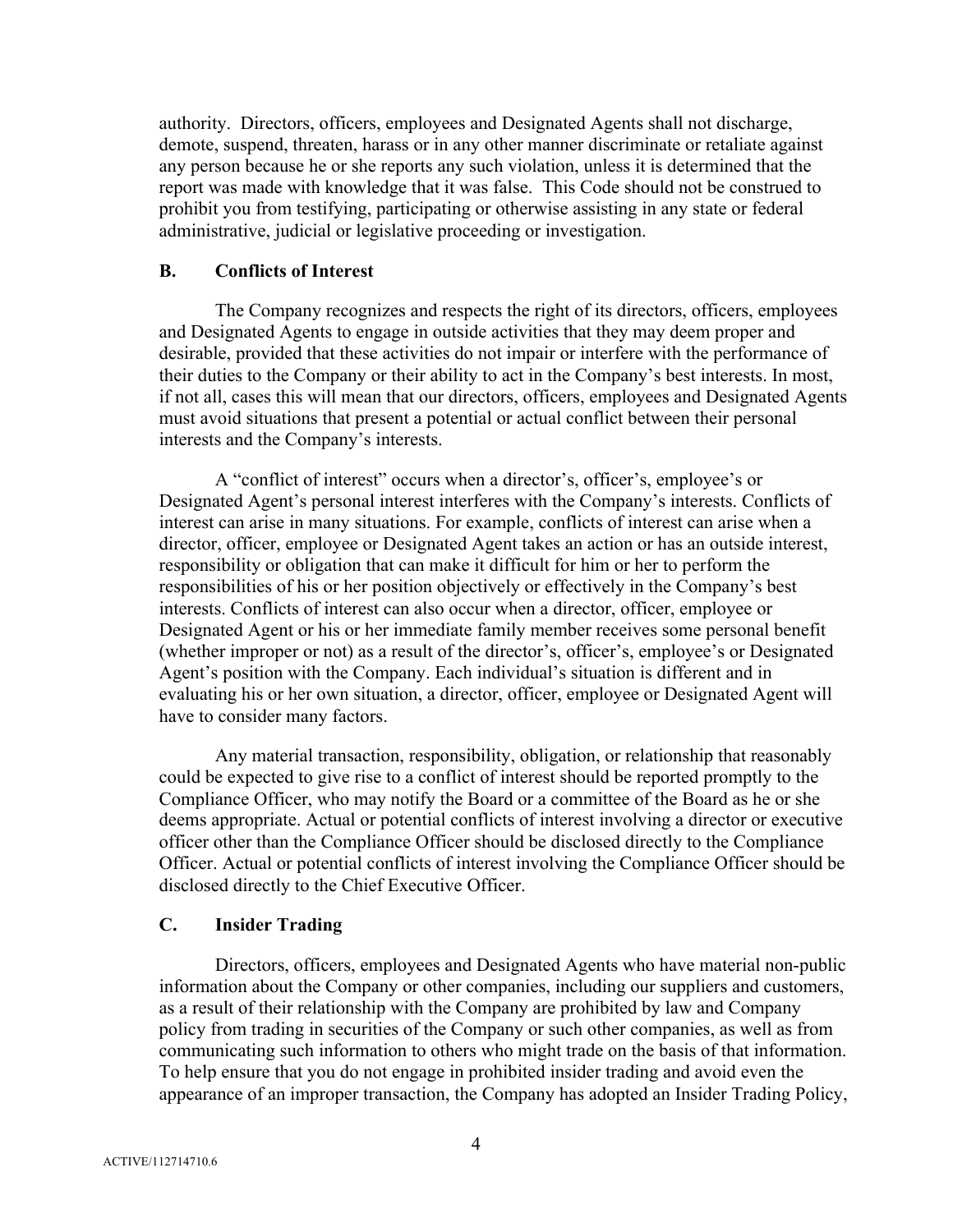authority. Directors, officers, employees and Designated Agents shall not discharge, demote, suspend, threaten, harass or in any other manner discriminate or retaliate against any person because he or she reports any such violation, unless it is determined that the report was made with knowledge that it was false. This Code should not be construed to prohibit you from testifying, participating or otherwise assisting in any state or federal administrative, judicial or legislative proceeding or investigation.

### B. Conflicts of Interest

The Company recognizes and respects the right of its directors, officers, employees and Designated Agents to engage in outside activities that they may deem proper and desirable, provided that these activities do not impair or interfere with the performance of their duties to the Company or their ability to act in the Company's best interests. In most, if not all, cases this will mean that our directors, officers, employees and Designated Agents must avoid situations that present a potential or actual conflict between their personal interests and the Company's interests.

A "conflict of interest" occurs when a director's, officer's, employee's or Designated Agent's personal interest interferes with the Company's interests. Conflicts of interest can arise in many situations. For example, conflicts of interest can arise when a director, officer, employee or Designated Agent takes an action or has an outside interest, responsibility or obligation that can make it difficult for him or her to perform the responsibilities of his or her position objectively or effectively in the Company's best interests. Conflicts of interest can also occur when a director, officer, employee or Designated Agent or his or her immediate family member receives some personal benefit (whether improper or not) as a result of the director's, officer's, employee's or Designated Agent's position with the Company. Each individual's situation is different and in evaluating his or her own situation, a director, officer, employee or Designated Agent will have to consider many factors.

Any material transaction, responsibility, obligation, or relationship that reasonably could be expected to give rise to a conflict of interest should be reported promptly to the Compliance Officer, who may notify the Board or a committee of the Board as he or she deems appropriate. Actual or potential conflicts of interest involving a director or executive officer other than the Compliance Officer should be disclosed directly to the Compliance Officer. Actual or potential conflicts of interest involving the Compliance Officer should be disclosed directly to the Chief Executive Officer.

### C. Insider Trading

Directors, officers, employees and Designated Agents who have material non-public information about the Company or other companies, including our suppliers and customers, as a result of their relationship with the Company are prohibited by law and Company policy from trading in securities of the Company or such other companies, as well as from communicating such information to others who might trade on the basis of that information. To help ensure that you do not engage in prohibited insider trading and avoid even the appearance of an improper transaction, the Company has adopted an Insider Trading Policy,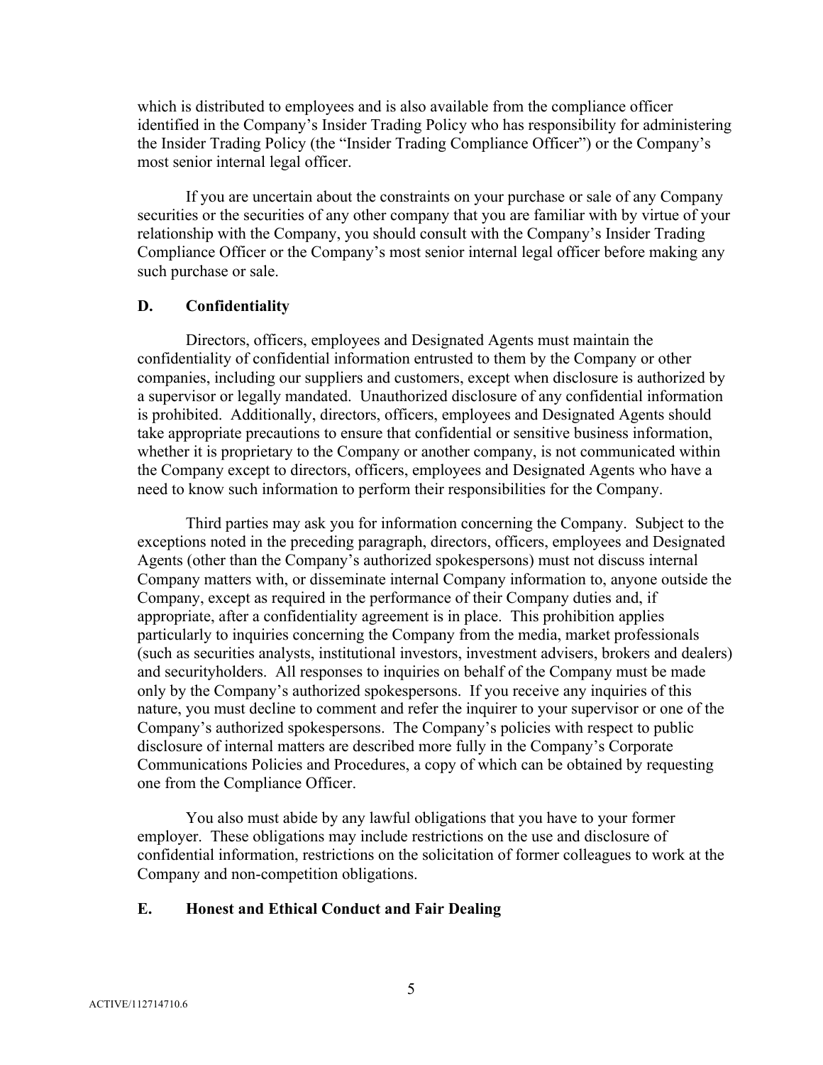which is distributed to employees and is also available from the compliance officer identified in the Company's Insider Trading Policy who has responsibility for administering the Insider Trading Policy (the "Insider Trading Compliance Officer") or the Company's most senior internal legal officer.

If you are uncertain about the constraints on your purchase or sale of any Company securities or the securities of any other company that you are familiar with by virtue of your relationship with the Company, you should consult with the Company's Insider Trading Compliance Officer or the Company's most senior internal legal officer before making any such purchase or sale.

### D. Confidentiality

Directors, officers, employees and Designated Agents must maintain the confidentiality of confidential information entrusted to them by the Company or other companies, including our suppliers and customers, except when disclosure is authorized by a supervisor or legally mandated. Unauthorized disclosure of any confidential information is prohibited. Additionally, directors, officers, employees and Designated Agents should take appropriate precautions to ensure that confidential or sensitive business information, whether it is proprietary to the Company or another company, is not communicated within the Company except to directors, officers, employees and Designated Agents who have a need to know such information to perform their responsibilities for the Company.

Third parties may ask you for information concerning the Company. Subject to the exceptions noted in the preceding paragraph, directors, officers, employees and Designated Agents (other than the Company's authorized spokespersons) must not discuss internal Company matters with, or disseminate internal Company information to, anyone outside the Company, except as required in the performance of their Company duties and, if appropriate, after a confidentiality agreement is in place. This prohibition applies particularly to inquiries concerning the Company from the media, market professionals (such as securities analysts, institutional investors, investment advisers, brokers and dealers) and securityholders. All responses to inquiries on behalf of the Company must be made only by the Company's authorized spokespersons. If you receive any inquiries of this nature, you must decline to comment and refer the inquirer to your supervisor or one of the Company's authorized spokespersons. The Company's policies with respect to public disclosure of internal matters are described more fully in the Company's Corporate Communications Policies and Procedures, a copy of which can be obtained by requesting one from the Compliance Officer.

You also must abide by any lawful obligations that you have to your former employer. These obligations may include restrictions on the use and disclosure of confidential information, restrictions on the solicitation of former colleagues to work at the Company and non-competition obligations.

### E. Honest and Ethical Conduct and Fair Dealing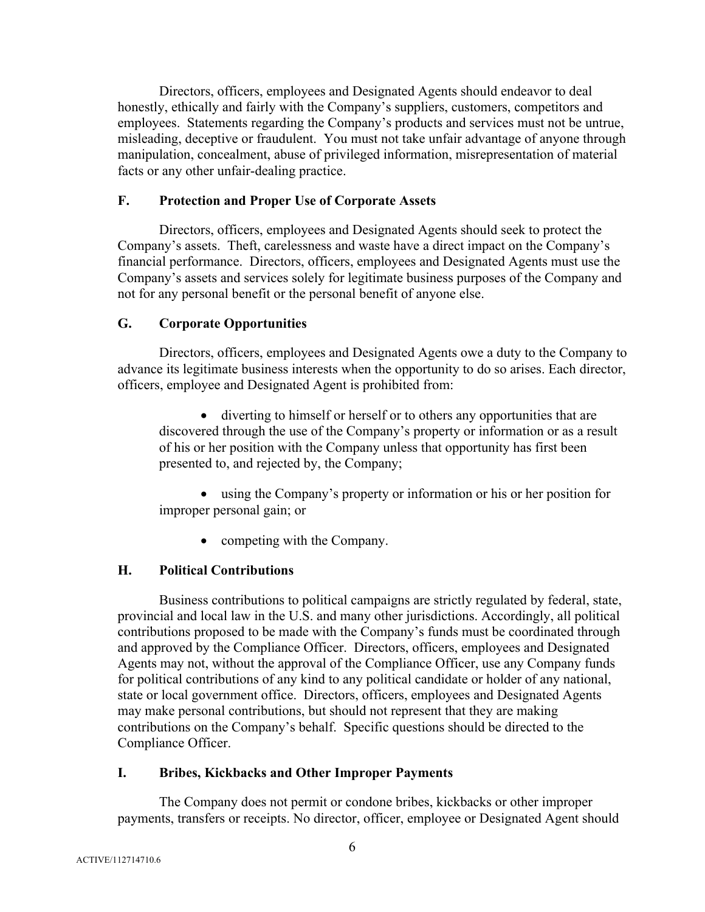Directors, officers, employees and Designated Agents should endeavor to deal honestly, ethically and fairly with the Company's suppliers, customers, competitors and employees. Statements regarding the Company's products and services must not be untrue, misleading, deceptive or fraudulent. You must not take unfair advantage of anyone through manipulation, concealment, abuse of privileged information, misrepresentation of material facts or any other unfair-dealing practice.

### F. Protection and Proper Use of Corporate Assets

Directors, officers, employees and Designated Agents should seek to protect the Company's assets. Theft, carelessness and waste have a direct impact on the Company's financial performance. Directors, officers, employees and Designated Agents must use the Company's assets and services solely for legitimate business purposes of the Company and not for any personal benefit or the personal benefit of anyone else.

### G. Corporate Opportunities

Directors, officers, employees and Designated Agents owe a duty to the Company to advance its legitimate business interests when the opportunity to do so arises. Each director, officers, employee and Designated Agent is prohibited from:

- diverting to himself or herself or to others any opportunities that are discovered through the use of the Company's property or information or as a result of his or her position with the Company unless that opportunity has first been presented to, and rejected by, the Company;
- using the Company's property or information or his or her position for improper personal gain; or
- competing with the Company.

### H. Political Contributions

Business contributions to political campaigns are strictly regulated by federal, state, provincial and local law in the U.S. and many other jurisdictions. Accordingly, all political contributions proposed to be made with the Company's funds must be coordinated through and approved by the Compliance Officer. Directors, officers, employees and Designated Agents may not, without the approval of the Compliance Officer, use any Company funds for political contributions of any kind to any political candidate or holder of any national, state or local government office. Directors, officers, employees and Designated Agents may make personal contributions, but should not represent that they are making contributions on the Company's behalf. Specific questions should be directed to the Compliance Officer.

### I. Bribes, Kickbacks and Other Improper Payments

The Company does not permit or condone bribes, kickbacks or other improper payments, transfers or receipts. No director, officer, employee or Designated Agent should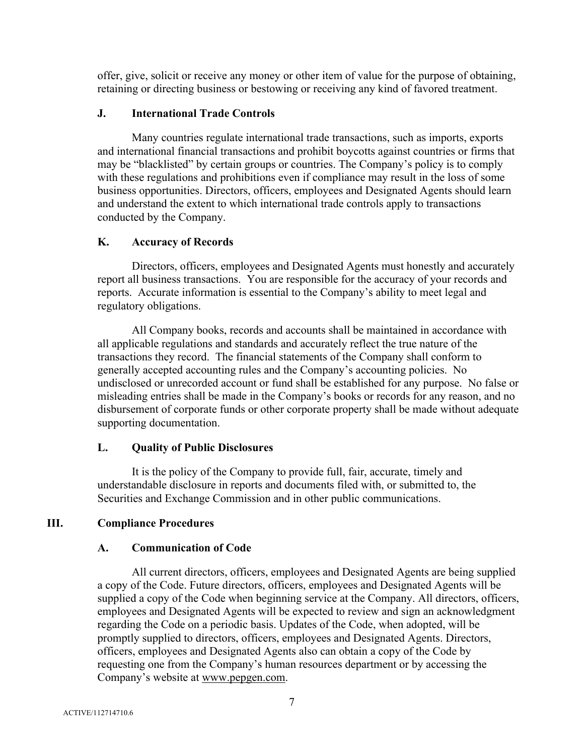offer, give, solicit or receive any money or other item of value for the purpose of obtaining, retaining or directing business or bestowing or receiving any kind of favored treatment.

### J. International Trade Controls

Many countries regulate international trade transactions, such as imports, exports and international financial transactions and prohibit boycotts against countries or firms that may be "blacklisted" by certain groups or countries. The Company's policy is to comply with these regulations and prohibitions even if compliance may result in the loss of some business opportunities. Directors, officers, employees and Designated Agents should learn and understand the extent to which international trade controls apply to transactions conducted by the Company.

### K. Accuracy of Records

Directors, officers, employees and Designated Agents must honestly and accurately report all business transactions. You are responsible for the accuracy of your records and reports. Accurate information is essential to the Company's ability to meet legal and regulatory obligations.

All Company books, records and accounts shall be maintained in accordance with all applicable regulations and standards and accurately reflect the true nature of the transactions they record. The financial statements of the Company shall conform to generally accepted accounting rules and the Company's accounting policies. No undisclosed or unrecorded account or fund shall be established for any purpose. No false or misleading entries shall be made in the Company's books or records for any reason, and no disbursement of corporate funds or other corporate property shall be made without adequate supporting documentation.

### L. Quality of Public Disclosures

It is the policy of the Company to provide full, fair, accurate, timely and understandable disclosure in reports and documents filed with, or submitted to, the Securities and Exchange Commission and in other public communications.

## III. Compliance Procedures

### A. Communication of Code

All current directors, officers, employees and Designated Agents are being supplied a copy of the Code. Future directors, officers, employees and Designated Agents will be supplied a copy of the Code when beginning service at the Company. All directors, officers, employees and Designated Agents will be expected to review and sign an acknowledgment regarding the Code on a periodic basis. Updates of the Code, when adopted, will be promptly supplied to directors, officers, employees and Designated Agents. Directors, officers, employees and Designated Agents also can obtain a copy of the Code by requesting one from the Company's human resources department or by accessing the Company's website at www.pepgen.com.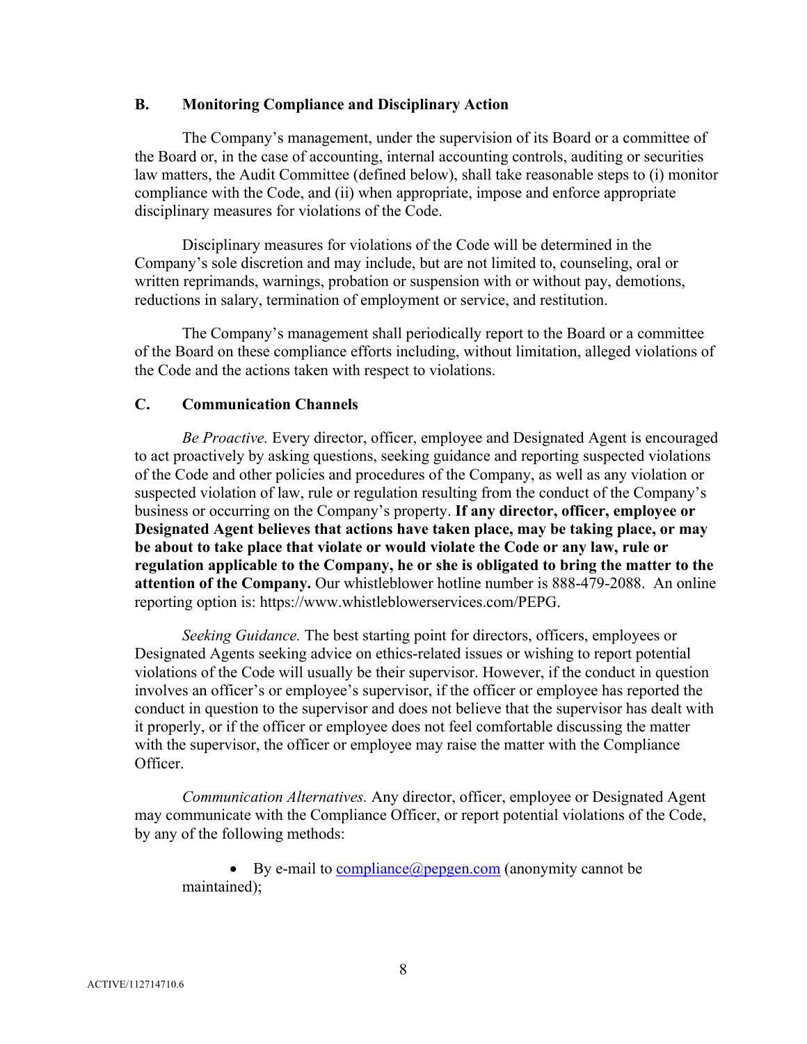### B. Monitoring Compliance and Disciplinary Action

The Company's management, under the supervision of its Board or a committee of the Board or, in the case of accounting, internal accounting controls, auditing or securities law matters, the Audit Committee (defined below), shall take reasonable steps to (i) monitor compliance with the Code, and (ii) when appropriate, impose and enforce appropriate disciplinary measures for violations of the Code.

Disciplinary measures for violations of the Code will be determined in the Company's sole discretion and may include, but are not limited to, counseling, oral or written reprimands, warnings, probation or suspension with or without pay, demotions, reductions in salary, termination of employment or service, and restitution.

The Company's management shall periodically report to the Board or a committee of the Board on these compliance efforts including, without limitation, alleged violations of the Code and the actions taken with respect to violations.

### C. Communication Channels

*Be Proactive.* Every director, officer, employee and Designated Agent is encouraged to act proactively by asking questions, seeking guidance and reporting suspected violations of the Code and other policies and procedures of the Company, as well as any violation or suspected violation of law, rule or regulation resulting from the conduct of the Company's business or occurring on the Company's property. **If any director, officer, employee or Designated Agent believes that actions have taken place, may be taking place, or may be about to take place that violate or would violate the Code or any law, rule or regulation applicable to the Company, he or she is obligated to bring the matter to the attention of the Company.** Our whistleblower hotline number is 888-479-2088. An online reporting option is: https://www.whistleblowerservices.com/PEPG.

*Seeking Guidance.* The best starting point for directors, officers, employees or Designated Agents seeking advice on ethics-related issues or wishing to report potential violations of the Code will usually be their supervisor. However, if the conduct in question involves an officer's or employee's supervisor, if the officer or employee has reported the conduct in question to the supervisor and does not believe that the supervisor has dealt with it properly, or if the officer or employee does not feel comfortable discussing the matter with the supervisor, the officer or employee may raise the matter with the Compliance Officer.

*Communication Alternatives.* Any director, officer, employee or Designated Agent may communicate with the Compliance Officer, or report potential violations of the Code, by any of the following methods:

- By e-mail to compliance@pepgen.com (anonymity cannot be maintained);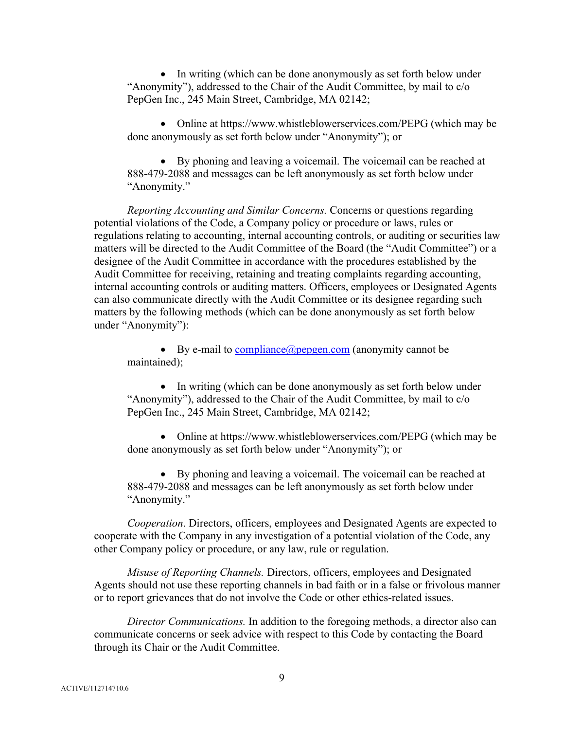- In writing (which can be done anonymously as set forth below under "Anonymity"), addressed to the Chair of the Audit Committee, by mail to c/o PepGen Inc., 245 Main Street, Cambridge, MA 02142;

- Online at https://www.whistleblowerservices.com/PEPG (which may be done anonymously as set forth below under "Anonymity"); or

- By phoning and leaving a voicemail. The voicemail can be reached at 888-479-2088 and messages can be left anonymously as set forth below under "Anonymity."

*Reporting Accounting and Similar Concerns.* Concerns or questions regarding potential violations of the Code, a Company policy or procedure or laws, rules or regulations relating to accounting, internal accounting controls, or auditing or securities law matters will be directed to the Audit Committee of the Board (the "Audit Committee") or a designee of the Audit Committee in accordance with the procedures established by the Audit Committee for receiving, retaining and treating complaints regarding accounting, internal accounting controls or auditing matters. Officers, employees or Designated Agents can also communicate directly with the Audit Committee or its designee regarding such matters by the following methods (which can be done anonymously as set forth below under "Anonymity"):

- By e-mail to compliance@pepgen.com (anonymity cannot be maintained);

- In writing (which can be done anonymously as set forth below under "Anonymity"), addressed to the Chair of the Audit Committee, by mail to c/o PepGen Inc., 245 Main Street, Cambridge, MA 02142;

- Online at https://www.whistleblowerservices.com/PEPG (which may be done anonymously as set forth below under "Anonymity"); or

- By phoning and leaving a voicemail. The voicemail can be reached at 888-479-2088 and messages can be left anonymously as set forth below under "Anonymity."

*Cooperation*. Directors, officers, employees and Designated Agents are expected to cooperate with the Company in any investigation of a potential violation of the Code, any other Company policy or procedure, or any law, rule or regulation.

*Misuse of Reporting Channels.* Directors, officers, employees and Designated Agents should not use these reporting channels in bad faith or in a false or frivolous manner or to report grievances that do not involve the Code or other ethics-related issues.

*Director Communications.* In addition to the foregoing methods, a director also can communicate concerns or seek advice with respect to this Code by contacting the Board through its Chair or the Audit Committee.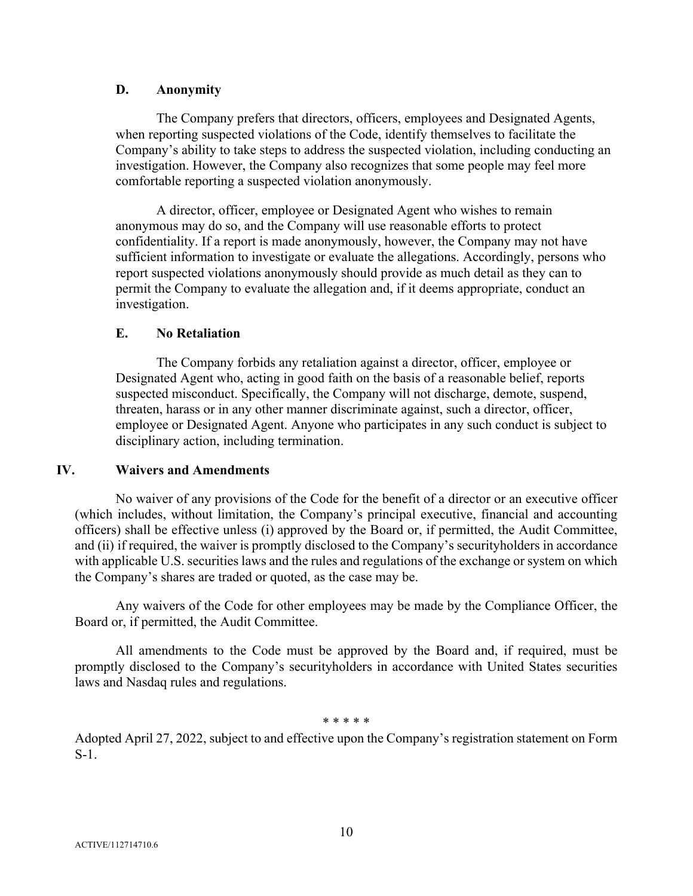### D. Anonymity

The Company prefers that directors, officers, employees and Designated Agents, when reporting suspected violations of the Code, identify themselves to facilitate the Company's ability to take steps to address the suspected violation, including conducting an investigation. However, the Company also recognizes that some people may feel more comfortable reporting a suspected violation anonymously.

A director, officer, employee or Designated Agent who wishes to remain anonymous may do so, and the Company will use reasonable efforts to protect confidentiality. If a report is made anonymously, however, the Company may not have sufficient information to investigate or evaluate the allegations. Accordingly, persons who report suspected violations anonymously should provide as much detail as they can to permit the Company to evaluate the allegation and, if it deems appropriate, conduct an investigation.

### E. No Retaliation

The Company forbids any retaliation against a director, officer, employee or Designated Agent who, acting in good faith on the basis of a reasonable belief, reports suspected misconduct. Specifically, the Company will not discharge, demote, suspend, threaten, harass or in any other manner discriminate against, such a director, officer, employee or Designated Agent. Anyone who participates in any such conduct is subject to disciplinary action, including termination.

## IV. Waivers and Amendments

No waiver of any provisions of the Code for the benefit of a director or an executive officer (which includes, without limitation, the Company's principal executive, financial and accounting officers) shall be effective unless (i) approved by the Board or, if permitted, the Audit Committee, and (ii) if required, the waiver is promptly disclosed to the Company's securityholders in accordance with applicable U.S. securities laws and the rules and regulations of the exchange or system on which the Company's shares are traded or quoted, as the case may be.

Any waivers of the Code for other employees may be made by the Compliance Officer, the Board or, if permitted, the Audit Committee.

All amendments to the Code must be approved by the Board and, if required, must be promptly disclosed to the Company's securityholders in accordance with United States securities laws and Nasdaq rules and regulations.

\* \* \* \* \*

Adopted April 27, 2022, subject to and effective upon the Company's registration statement on Form S-1.